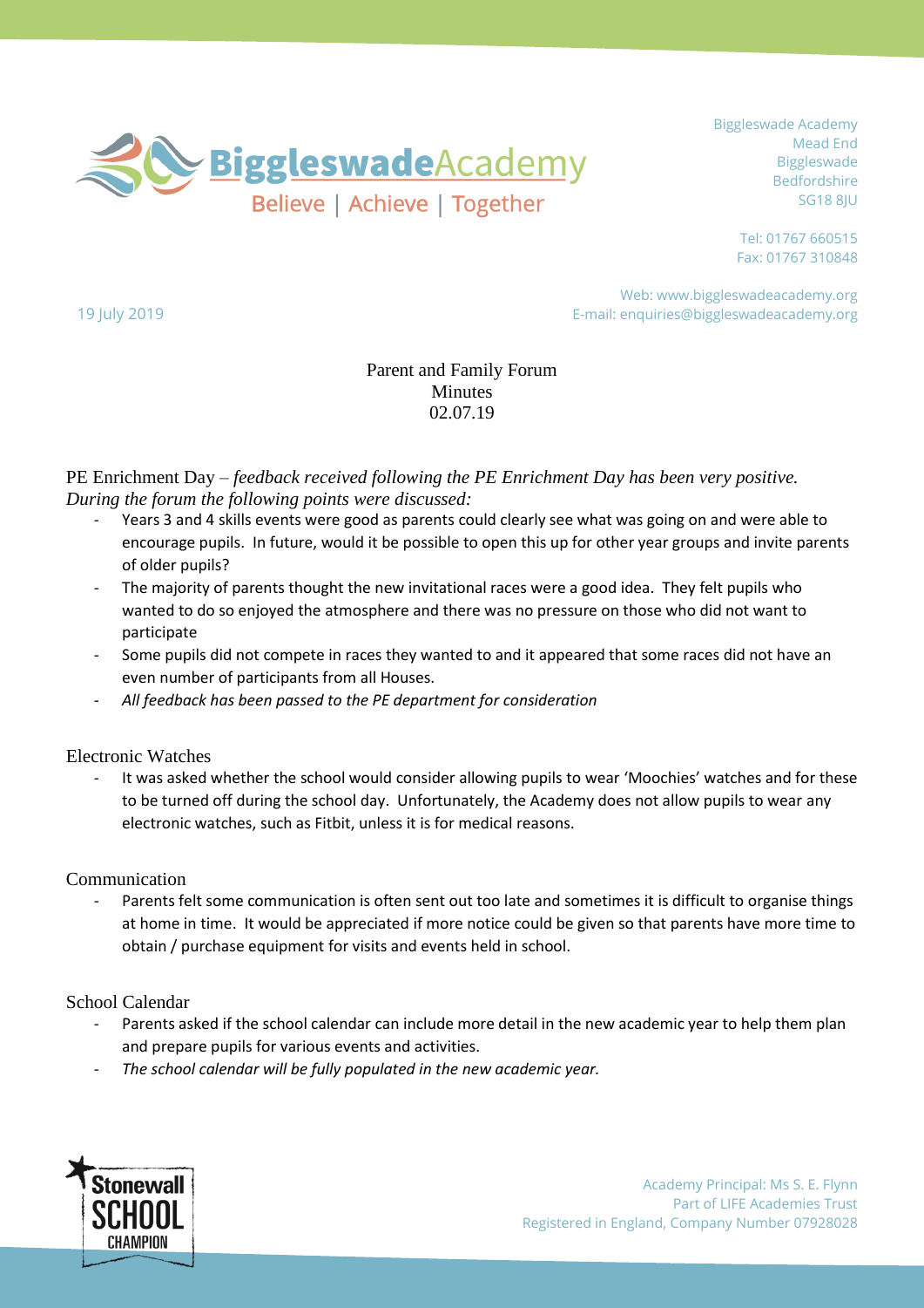Biggleswade Academy
Believe | Achieve | Together

Biggleswade Academy
Mead End
Biggleswade
Bedfordshire
SG18 8JU

Tel: 01767 660515
Fax: 01767 310848

Web: www.biggleswadeacademy.org
E-mail: enquiries@biggleswadeacademy.org

19 July 2019

# Parent and Family Forum
## Minutes
## 02.07.19

PE Enrichment Day – *feedback received following the PE Enrichment Day has been very positive. During the forum the following points were discussed:*

- Years 3 and 4 skills events were good as parents could clearly see what was going on and were able to encourage pupils. In future, would it be possible to open this up for other year groups and invite parents of older pupils?
- The majority of parents thought the new invitational races were a good idea. They felt pupils who wanted to do so enjoyed the atmosphere and there was no pressure on those who did not want to participate
- Some pupils did not compete in races they wanted to and it appeared that some races did not have an even number of participants from all Houses.
- *All feedback has been passed to the PE department for consideration*

Electronic Watches

- It was asked whether the school would consider allowing pupils to wear 'Moochies' watches and for these to be turned off during the school day. Unfortunately, the Academy does not allow pupils to wear any electronic watches, such as Fitbit, unless it is for medical reasons.

Communication

- Parents felt some communication is often sent out too late and sometimes it is difficult to organise things at home in time. It would be appreciated if more notice could be given so that parents have more time to obtain / purchase equipment for visits and events held in school.

School Calendar

- Parents asked if the school calendar can include more detail in the new academic year to help them plan and prepare pupils for various events and activities.
- *The school calendar will be fully populated in the new academic year.*

Stonewall SCHOOL CHAMPION

Academy Principal: Ms S. E. Flynn
Part of LIFE Academies Trust
Registered in England, Company Number 07928028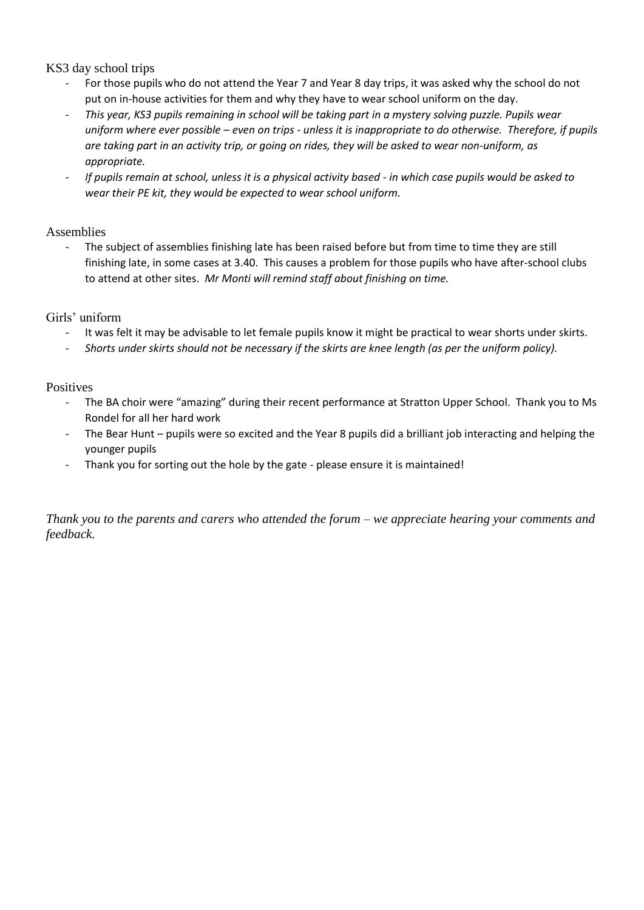## KS3 day school trips

- For those pupils who do not attend the Year 7 and Year 8 day trips, it was asked why the school do not put on in-house activities for them and why they have to wear school uniform on the day.
- *This year, KS3 pupils remaining in school will be taking part in a mystery solving puzzle. Pupils wear uniform where ever possible – even on trips - unless it is inappropriate to do otherwise. Therefore, if pupils are taking part in an activity trip, or going on rides, they will be asked to wear non-uniform, as appropriate.*
- *If pupils remain at school, unless it is a physical activity based - in which case pupils would be asked to wear their PE kit, they would be expected to wear school uniform.*

## Assemblies

- The subject of assemblies finishing late has been raised before but from time to time they are still finishing late, in some cases at 3.40. This causes a problem for those pupils who have after-school clubs to attend at other sites. *Mr Monti will remind staff about finishing on time.*

## Girls' uniform

- It was felt it may be advisable to let female pupils know it might be practical to wear shorts under skirts.
- *Shorts under skirts should not be necessary if the skirts are knee length (as per the uniform policy).*

## Positives

- The BA choir were "amazing" during their recent performance at Stratton Upper School. Thank you to Ms Rondel for all her hard work
- The Bear Hunt – pupils were so excited and the Year 8 pupils did a brilliant job interacting and helping the younger pupils
- Thank you for sorting out the hole by the gate - please ensure it is maintained!

*Thank you to the parents and carers who attended the forum – we appreciate hearing your comments and feedback.*